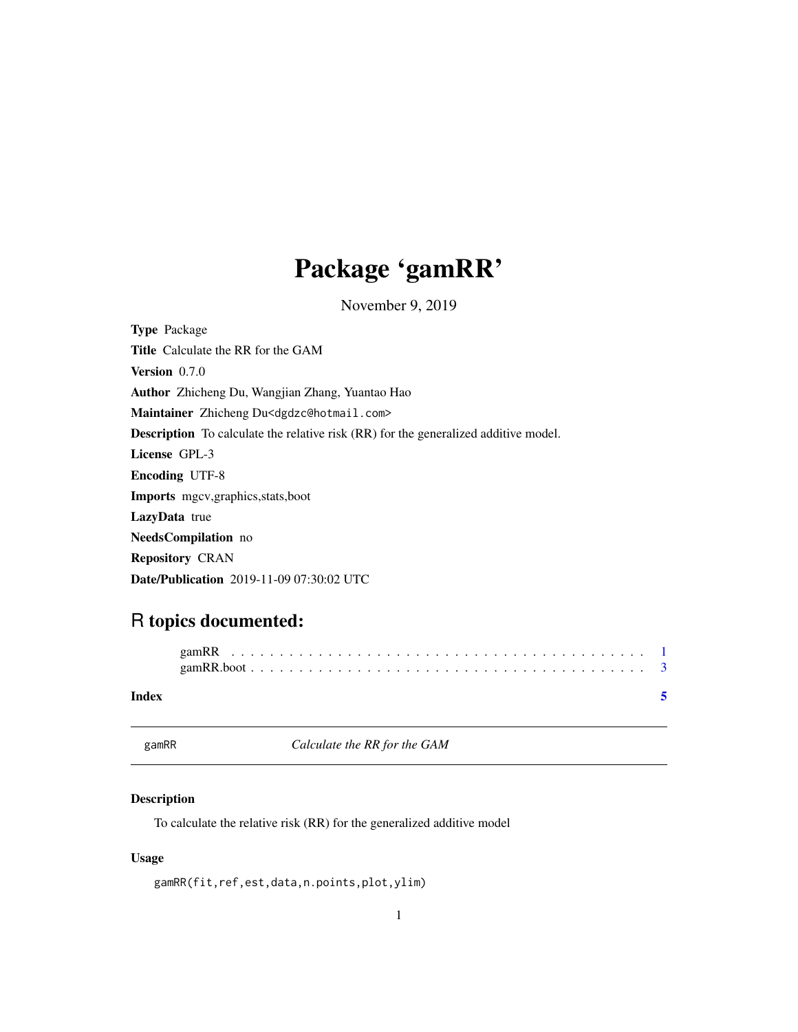# Package 'gamRR'

November 9, 2019

**Type** Package

**Title** Calculate the RR for the GAM

**Version** 0.7.0

**Author** Zhicheng Du, Wangjian Zhang, Yuantao Hao

**Maintainer** Zhicheng Du<dgdzc@hotmail.com>

**Description** To calculate the relative risk (RR) for the generalized additive model.

**License** GPL-3

**Encoding** UTF-8

**Imports** mgcv,graphics,stats,boot

**LazyData** true

**NeedsCompilation** no

**Repository** CRAN

**Date/Publication** 2019-11-09 07:30:02 UTC

## R topics documented:

gamRR . . . . . . . . . . . . . . . . . . . . . . . . . . . . . . . . . . . . . . . . . . . 1
gamRR.boot . . . . . . . . . . . . . . . . . . . . . . . . . . . . . . . . . . . . . . . . 3

**Index** 5

---

`gamRR` *Calculate the RR for the GAM*

---

### Description

To calculate the relative risk (RR) for the generalized additive model

### Usage

```
gamRR(fit,ref,est,data,n.points,plot,ylim)
```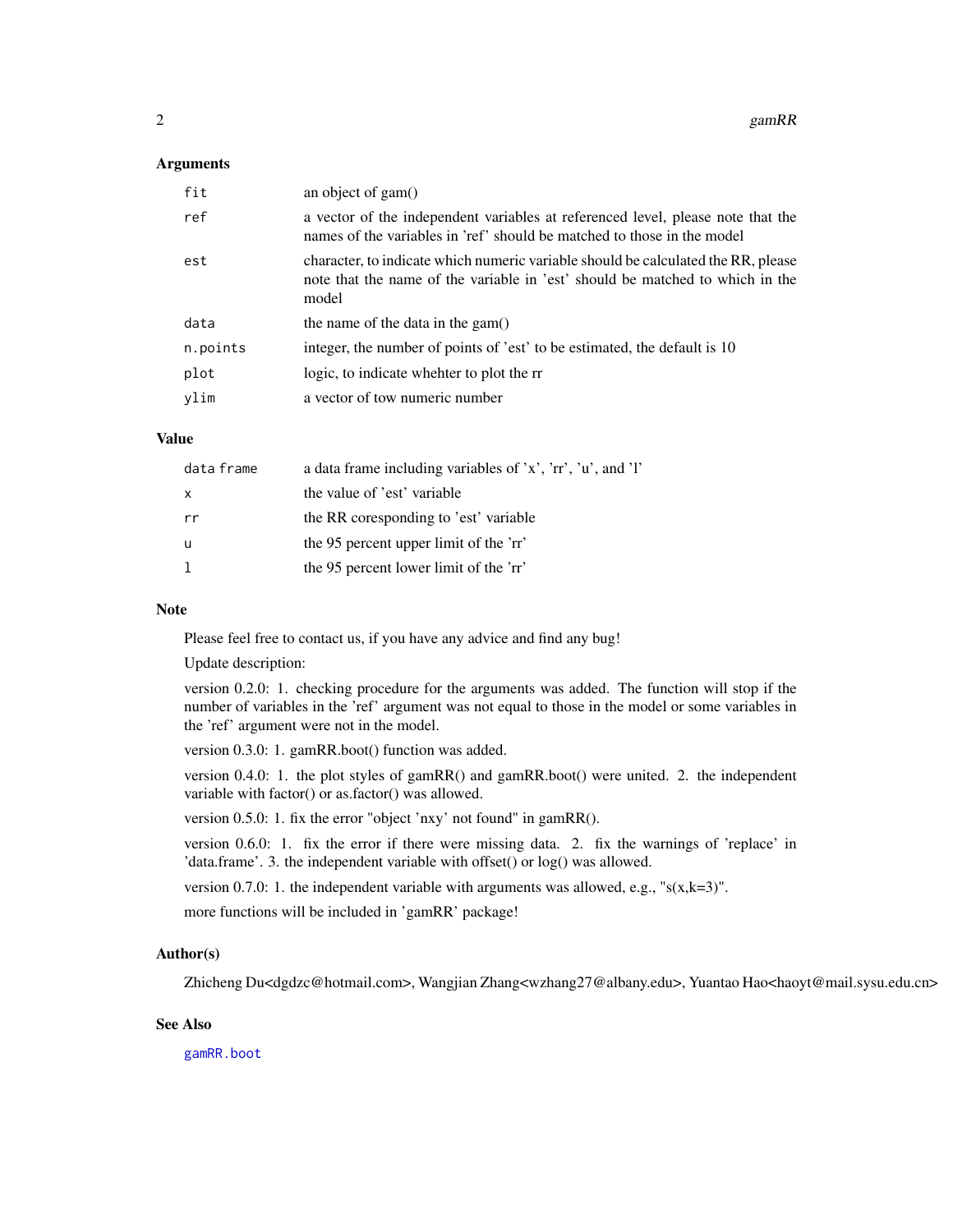## Arguments

| | |
|---|---|
| `fit` | an object of gam() |
| `ref` | a vector of the independent variables at referenced level, please note that the names of the variables in 'ref' should be matched to those in the model |
| `est` | character, to indicate which numeric variable should be calculated the RR, please note that the name of the variable in 'est' should be matched to which in the model |
| `data` | the name of the data in the gam() |
| `n.points` | integer, the number of points of 'est' to be estimated, the default is 10 |
| `plot` | logic, to indicate whehter to plot the rr |
| `ylim` | a vector of tow numeric number |

## Value

| | |
|---|---|
| `data frame` | a data frame including variables of 'x', 'rr', 'u', and 'l' |
| `x` | the value of 'est' variable |
| `rr` | the RR coresponding to 'est' variable |
| `u` | the 95 percent upper limit of the 'rr' |
| `l` | the 95 percent lower limit of the 'rr' |

## Note

Please feel free to contact us, if you have any advice and find any bug!

Update description:

version 0.2.0: 1. checking procedure for the arguments was added. The function will stop if the number of variables in the 'ref' argument was not equal to those in the model or some variables in the 'ref' argument were not in the model.

version 0.3.0: 1. gamRR.boot() function was added.

version 0.4.0: 1. the plot styles of gamRR() and gamRR.boot() were united. 2. the independent variable with factor() or as.factor() was allowed.

version 0.5.0: 1. fix the error "object 'nxy' not found" in gamRR().

version 0.6.0: 1. fix the error if there were missing data. 2. fix the warnings of 'replace' in 'data.frame'. 3. the independent variable with offset() or log() was allowed.

version 0.7.0: 1. the independent variable with arguments was allowed, e.g., "s(x,k=3)".

more functions will be included in 'gamRR' package!

## Author(s)

Zhicheng Du<dgdzc@hotmail.com>, Wangjian Zhang<wzhang27@albany.edu>, Yuantao Hao<haoyt@mail.sysu.edu.cn>

## See Also

`gamRR.boot`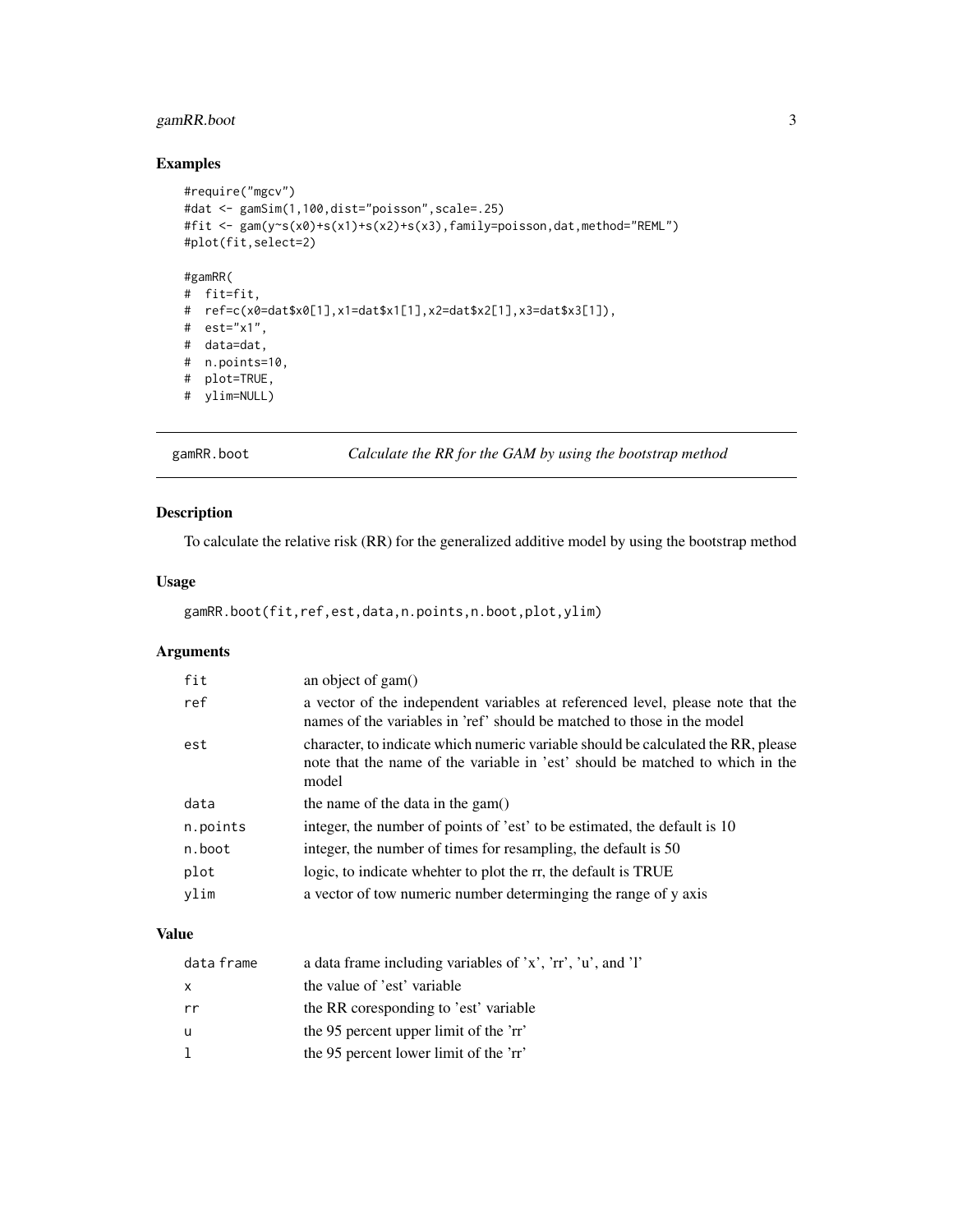### Examples

```
#require("mgcv")
#dat <- gamSim(1,100,dist="poisson",scale=.25)
#fit <- gam(y~s(x0)+s(x1)+s(x2)+s(x3),family=poisson,dat,method="REML")
#plot(fit,select=2)

#gamRR(
#  fit=fit,
#  ref=c(x0=dat$x0[1],x1=dat$x1[1],x2=dat$x2[1],x3=dat$x3[1]),
#  est="x1",
#  data=dat,
#  n.points=10,
#  plot=TRUE,
#  ylim=NULL)
```

---

## gamRR.boot — *Calculate the RR for the GAM by using the bootstrap method*

---

### Description

To calculate the relative risk (RR) for the generalized additive model by using the bootstrap method

### Usage

```
gamRR.boot(fit,ref,est,data,n.points,n.boot,plot,ylim)
```

### Arguments

| | |
|---|---|
| `fit` | an object of gam() |
| `ref` | a vector of the independent variables at referenced level, please note that the names of the variables in 'ref' should be matched to those in the model |
| `est` | character, to indicate which numeric variable should be calculated the RR, please note that the name of the variable in 'est' should be matched to which in the model |
| `data` | the name of the data in the gam() |
| `n.points` | integer, the number of points of 'est' to be estimated, the default is 10 |
| `n.boot` | integer, the number of times for resampling, the default is 50 |
| `plot` | logic, to indicate whehter to plot the rr, the default is TRUE |
| `ylim` | a vector of tow numeric number determinging the range of y axis |

### Value

| | |
|---|---|
| `data frame` | a data frame including variables of 'x', 'rr', 'u', and 'l' |
| `x` | the value of 'est' variable |
| `rr` | the RR coresponding to 'est' variable |
| `u` | the 95 percent upper limit of the 'rr' |
| `l` | the 95 percent lower limit of the 'rr' |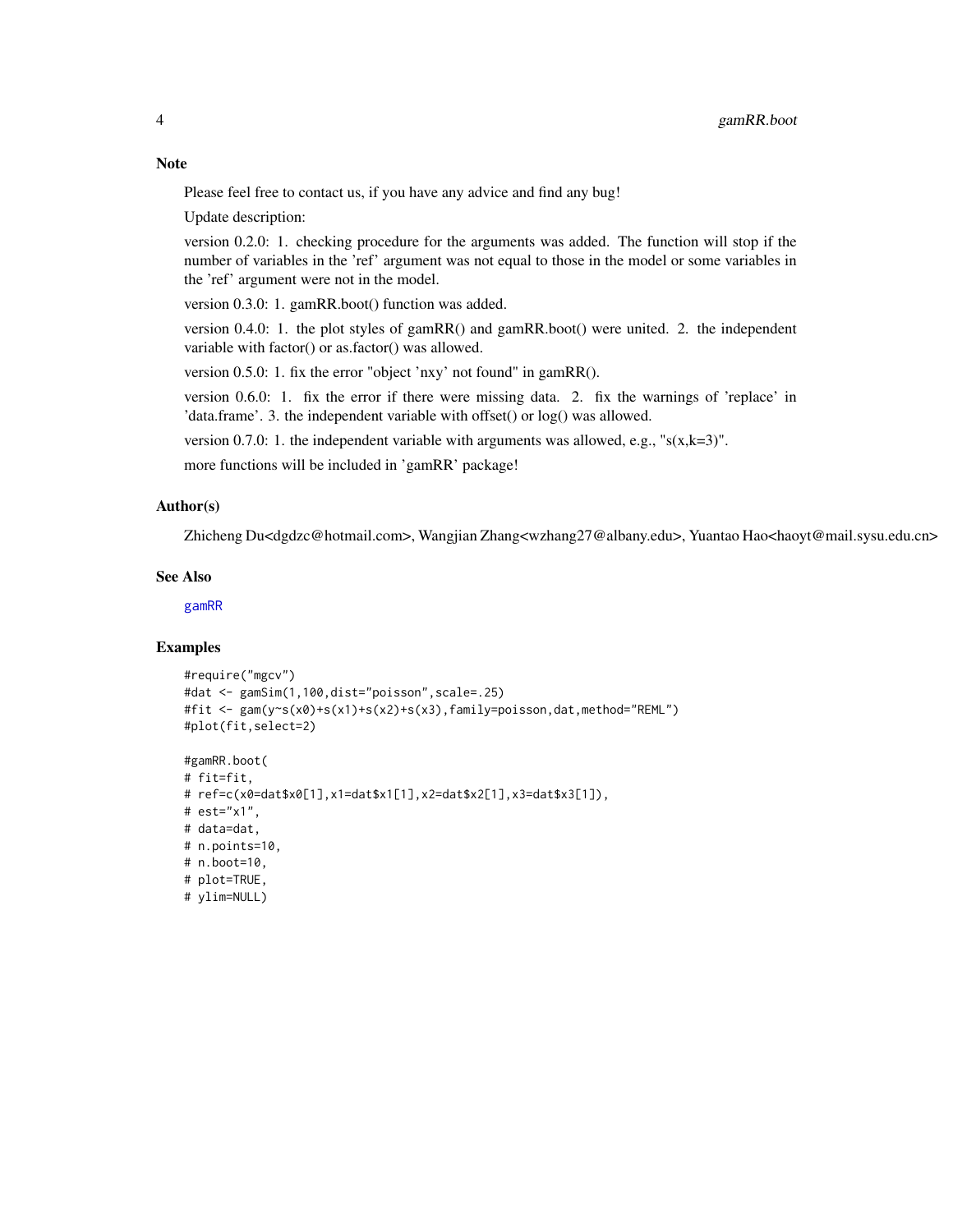## Note

Please feel free to contact us, if you have any advice and find any bug!

Update description:

version 0.2.0: 1. checking procedure for the arguments was added. The function will stop if the number of variables in the 'ref' argument was not equal to those in the model or some variables in the 'ref' argument were not in the model.

version 0.3.0: 1. gamRR.boot() function was added.

version 0.4.0: 1. the plot styles of gamRR() and gamRR.boot() were united. 2. the independent variable with factor() or as.factor() was allowed.

version 0.5.0: 1. fix the error "object 'nxy' not found" in gamRR().

version 0.6.0: 1. fix the error if there were missing data. 2. fix the warnings of 'replace' in 'data.frame'. 3. the independent variable with offset() or log() was allowed.

version 0.7.0: 1. the independent variable with arguments was allowed, e.g., "s(x,k=3)".

more functions will be included in 'gamRR' package!

## Author(s)

Zhicheng Du<dgdzc@hotmail.com>, Wangjian Zhang<wzhang27@albany.edu>, Yuantao Hao<haoyt@mail.sysu.edu.cn>

## See Also

gamRR

## Examples

```
#require("mgcv")
#dat <- gamSim(1,100,dist="poisson",scale=.25)
#fit <- gam(y~s(x0)+s(x1)+s(x2)+s(x3),family=poisson,dat,method="REML")
#plot(fit,select=2)

#gamRR.boot(
# fit=fit,
# ref=c(x0=dat$x0[1],x1=dat$x1[1],x2=dat$x2[1],x3=dat$x3[1]),
# est="x1",
# data=dat,
# n.points=10,
# n.boot=10,
# plot=TRUE,
# ylim=NULL)
```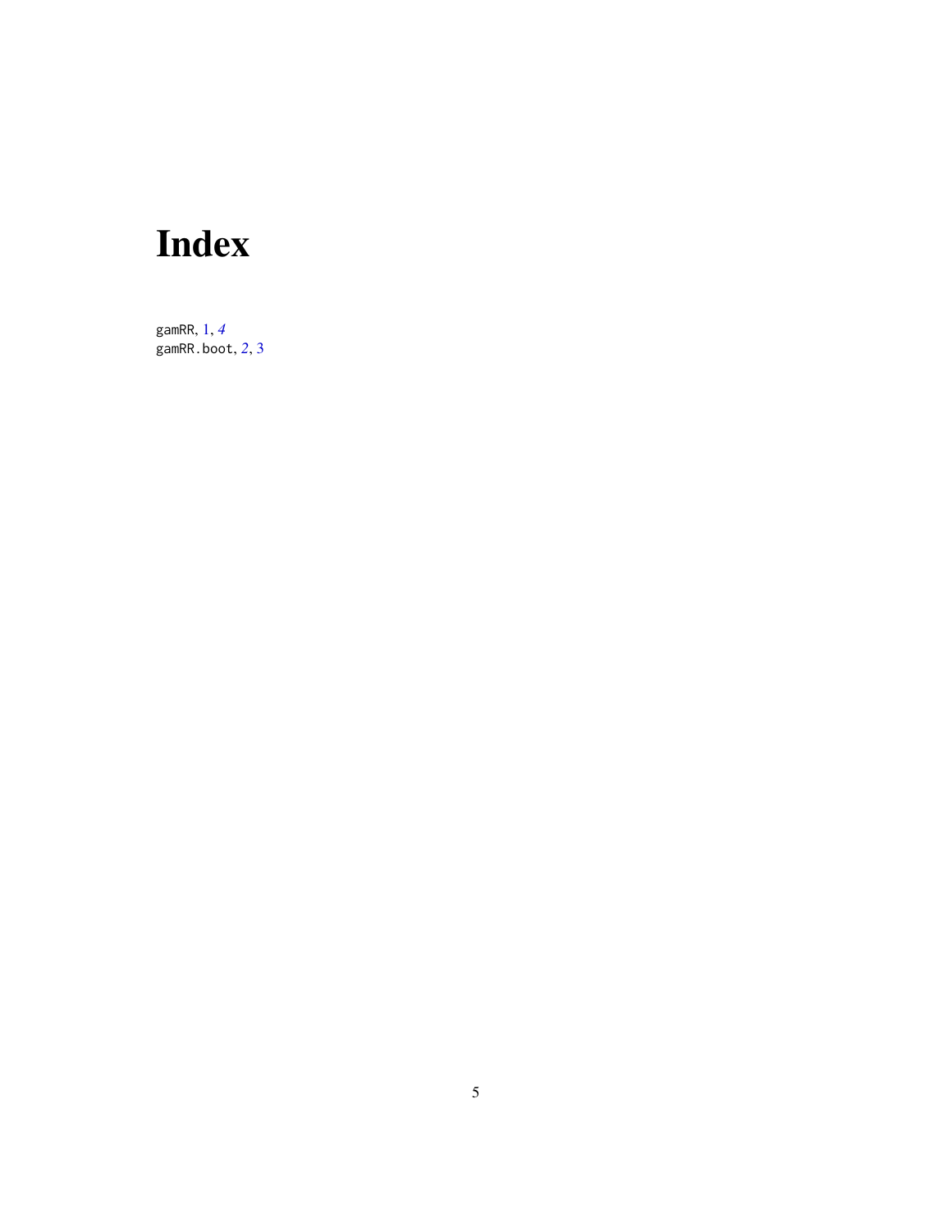# Index

gamRR, 1, *4*
gamRR.boot, *2*, 3